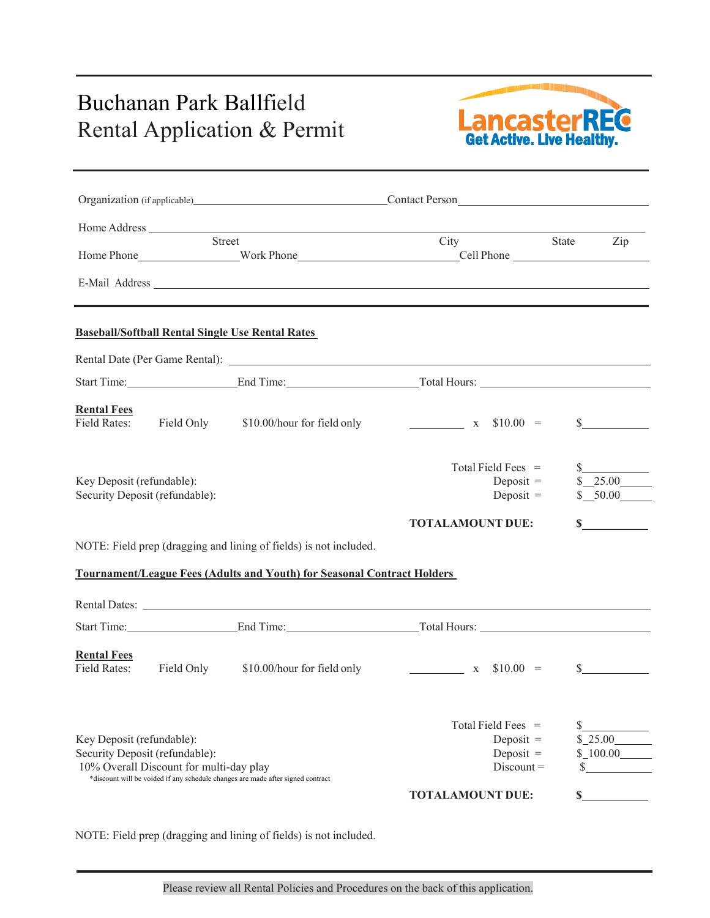# Buchanan Park Ballfield
# Rental Application & Permit

LancasterREC
Get Active. Live Healthy.

Organization (if applicable)_______________________________ Contact Person_______________________________

Home Address ______________________________________________________________________________
Street City State Zip

Home Phone_______________ Work Phone__________________________ Cell Phone ____________________

E-Mail Address ______________________________________________________________________________

**Baseball/Softball Rental Single Use Rental Rates**

Rental Date (Per Game Rental): ____________________________________________________________

Start Time:__________________ End Time:____________________ Total Hours: _____________________

**Rental Fees**

Field Rates: Field Only $10.00/hour for field only _________ x $10.00 = $__________

| | | |
|---|---|---|
| | Total Field Fees = | $__________ |
| Key Deposit (refundable): | Deposit = | $ 25.00 |
| Security Deposit (refundable): | Deposit = | $ 50.00 |
| | **TOTALAMOUNT DUE:** | **$**__________ |

NOTE: Field prep (dragging and lining of fields) is not included.

**Tournament/League Fees (Adults and Youth) for Seasonal Contract Holders**

Rental Dates: ____________________________________________________________

Start Time:__________________ End Time:____________________ Total Hours: _____________________

**Rental Fees**

Field Rates: Field Only $10.00/hour for field only _________ x $10.00 = $__________

| | | |
|---|---|---|
| | Total Field Fees = | $__________ |
| Key Deposit (refundable): | Deposit = | $ 25.00 |
| Security Deposit (refundable): | Deposit = | $ 100.00 |
| 10% Overall Discount for multi-day play<br>*discount will be voided if any schedule changes are made after signed contract | Discount = | $__________ |
| | **TOTALAMOUNT DUE:** | **$**__________ |

NOTE: Field prep (dragging and lining of fields) is not included.

Please review all Rental Policies and Procedures on the back of this application.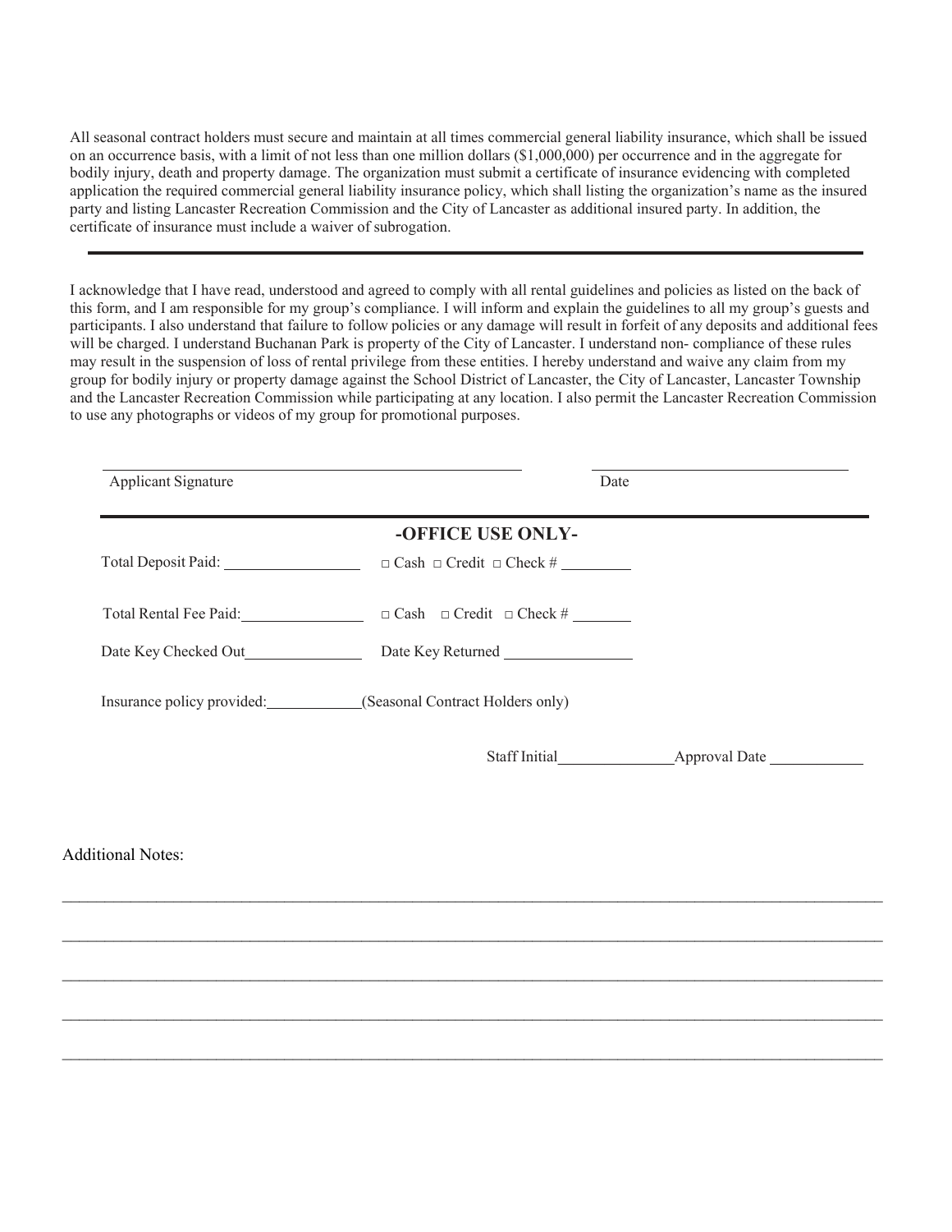All seasonal contract holders must secure and maintain at all times commercial general liability insurance, which shall be issued on an occurrence basis, with a limit of not less than one million dollars ($1,000,000) per occurrence and in the aggregate for bodily injury, death and property damage. The organization must submit a certificate of insurance evidencing with completed application the required commercial general liability insurance policy, which shall listing the organization's name as the insured party and listing Lancaster Recreation Commission and the City of Lancaster as additional insured party. In addition, the certificate of insurance must include a waiver of subrogation.

---

I acknowledge that I have read, understood and agreed to comply with all rental guidelines and policies as listed on the back of this form, and I am responsible for my group's compliance. I will inform and explain the guidelines to all my group's guests and participants. I also understand that failure to follow policies or any damage will result in forfeit of any deposits and additional fees will be charged. I understand Buchanan Park is property of the City of Lancaster. I understand non- compliance of these rules may result in the suspension of loss of rental privilege from these entities. I hereby understand and waive any claim from my group for bodily injury or property damage against the School District of Lancaster, the City of Lancaster, Lancaster Township and the Lancaster Recreation Commission while participating at any location. I also permit the Lancaster Recreation Commission to use any photographs or videos of my group for promotional purposes.

______________________________ Applicant Signature

______________________________ Date

---

## -OFFICE USE ONLY-

Total Deposit Paid: ______________ □ Cash □ Credit □ Check # ________

Total Rental Fee Paid: ______________ □ Cash □ Credit □ Check # ________

Date Key Checked Out ______________ Date Key Returned ______________

Insurance policy provided: ____________ (Seasonal Contract Holders only)

Staff Initial ______________ Approval Date ____________

Additional Notes:

________________________________________________________________________________

________________________________________________________________________________

________________________________________________________________________________

________________________________________________________________________________

________________________________________________________________________________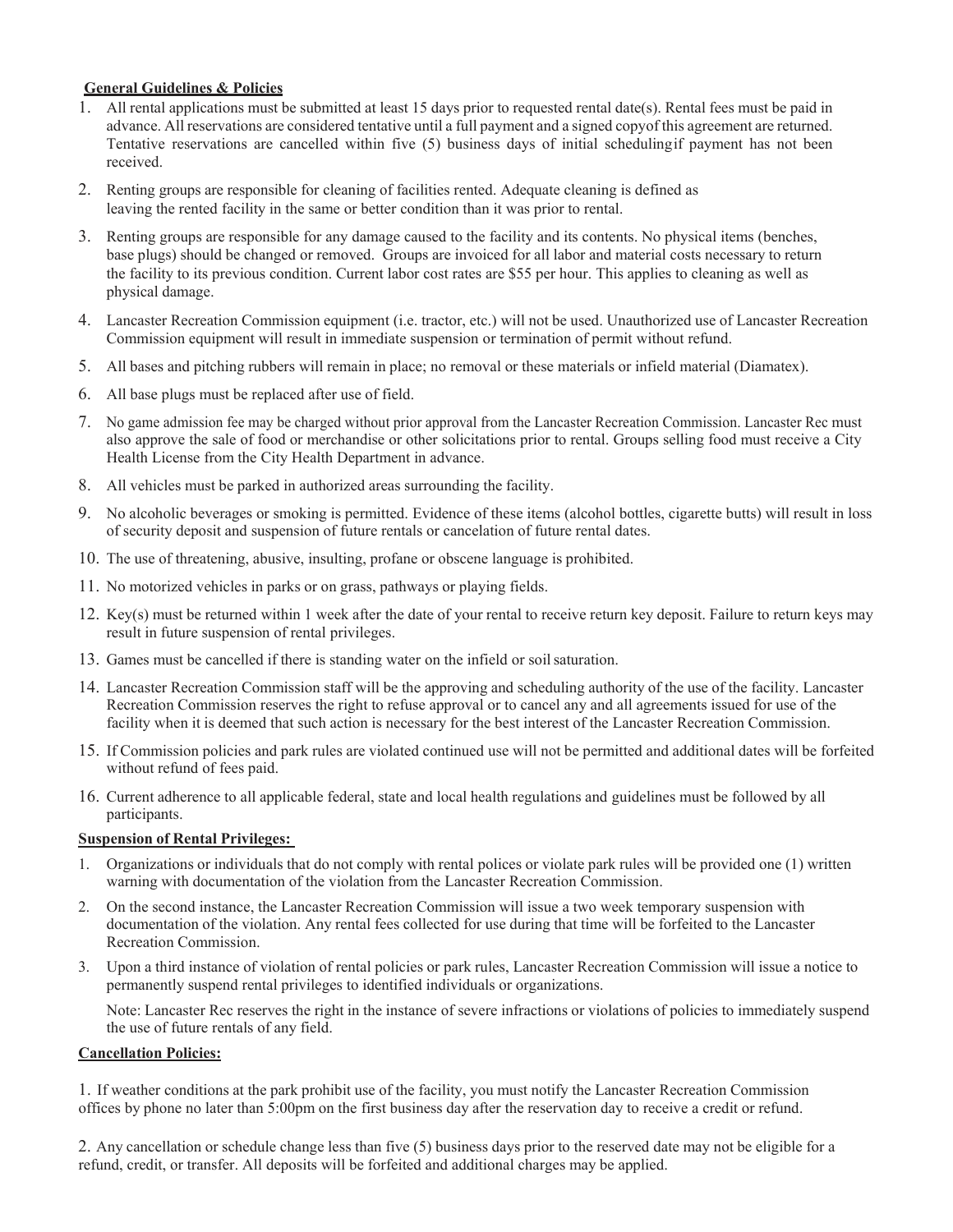## General Guidelines & Policies

1. All rental applications must be submitted at least 15 days prior to requested rental date(s). Rental fees must be paid in advance. All reservations are considered tentative until a full payment and a signed copyof this agreement are returned. Tentative reservations are cancelled within five (5) business days of initial schedulingif payment has not been received.
2. Renting groups are responsible for cleaning of facilities rented. Adequate cleaning is defined as leaving the rented facility in the same or better condition than it was prior to rental.
3. Renting groups are responsible for any damage caused to the facility and its contents. No physical items (benches, base plugs) should be changed or removed. Groups are invoiced for all labor and material costs necessary to return the facility to its previous condition. Current labor cost rates are $55 per hour. This applies to cleaning as well as physical damage.
4. Lancaster Recreation Commission equipment (i.e. tractor, etc.) will not be used. Unauthorized use of Lancaster Recreation Commission equipment will result in immediate suspension or termination of permit without refund.
5. All bases and pitching rubbers will remain in place; no removal or these materials or infield material (Diamatex).
6. All base plugs must be replaced after use of field.
7. No game admission fee may be charged without prior approval from the Lancaster Recreation Commission. Lancaster Rec must also approve the sale of food or merchandise or other solicitations prior to rental. Groups selling food must receive a City Health License from the City Health Department in advance.
8. All vehicles must be parked in authorized areas surrounding the facility.
9. No alcoholic beverages or smoking is permitted. Evidence of these items (alcohol bottles, cigarette butts) will result in loss of security deposit and suspension of future rentals or cancelation of future rental dates.
10. The use of threatening, abusive, insulting, profane or obscene language is prohibited.
11. No motorized vehicles in parks or on grass, pathways or playing fields.
12. Key(s) must be returned within 1 week after the date of your rental to receive return key deposit. Failure to return keys may result in future suspension of rental privileges.
13. Games must be cancelled if there is standing water on the infield or soil saturation.
14. Lancaster Recreation Commission staff will be the approving and scheduling authority of the use of the facility. Lancaster Recreation Commission reserves the right to refuse approval or to cancel any and all agreements issued for use of the facility when it is deemed that such action is necessary for the best interest of the Lancaster Recreation Commission.
15. If Commission policies and park rules are violated continued use will not be permitted and additional dates will be forfeited without refund of fees paid.
16. Current adherence to all applicable federal, state and local health regulations and guidelines must be followed by all participants.

## Suspension of Rental Privileges:

1. Organizations or individuals that do not comply with rental polices or violate park rules will be provided one (1) written warning with documentation of the violation from the Lancaster Recreation Commission.
2. On the second instance, the Lancaster Recreation Commission will issue a two week temporary suspension with documentation of the violation. Any rental fees collected for use during that time will be forfeited to the Lancaster Recreation Commission.
3. Upon a third instance of violation of rental policies or park rules, Lancaster Recreation Commission will issue a notice to permanently suspend rental privileges to identified individuals or organizations.

   Note: Lancaster Rec reserves the right in the instance of severe infractions or violations of policies to immediately suspend the use of future rentals of any field.

## Cancellation Policies:

1. If weather conditions at the park prohibit use of the facility, you must notify the Lancaster Recreation Commission offices by phone no later than 5:00pm on the first business day after the reservation day to receive a credit or refund.

2. Any cancellation or schedule change less than five (5) business days prior to the reserved date may not be eligible for a refund, credit, or transfer. All deposits will be forfeited and additional charges may be applied.